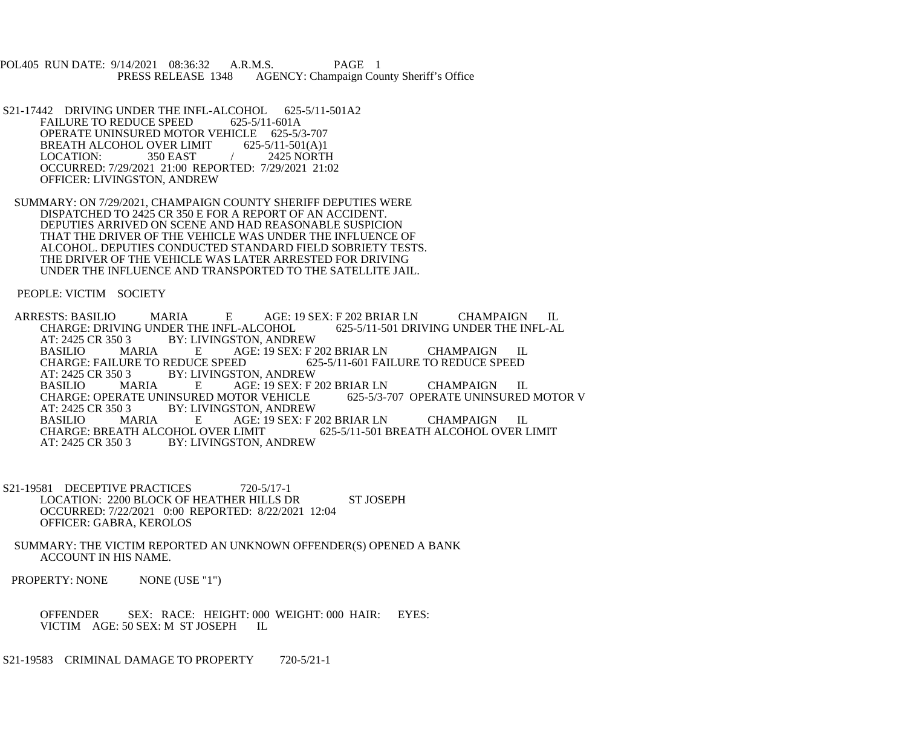POL405 RUN DATE: 9/14/2021 08:36:32 A.R.M.S. PAGE 1
PRESS RELEASE 1348 AGENCY: Champaign County Sheriff's Office

S21-17442 DRIVING UNDER THE INFL-ALCOHOL 625-5/11-501A2
FAILURE TO REDUCE SPEED 625-5/11-601A
OPERATE UNINSURED MOTOR VEHICLE 625-5/3-707
BREATH ALCOHOL OVER LIMIT 625-5/11-501(A)1
LOCATION: 350 EAST / 2425 NORTH
OCCURRED: 7/29/2021 21:00 REPORTED: 7/29/2021 21:02
OFFICER: LIVINGSTON, ANDREW

SUMMARY: ON 7/29/2021, CHAMPAIGN COUNTY SHERIFF DEPUTIES WERE DISPATCHED TO 2425 CR 350 E FOR A REPORT OF AN ACCIDENT. DEPUTIES ARRIVED ON SCENE AND HAD REASONABLE SUSPICION THAT THE DRIVER OF THE VEHICLE WAS UNDER THE INFLUENCE OF ALCOHOL. DEPUTIES CONDUCTED STANDARD FIELD SOBRIETY TESTS. THE DRIVER OF THE VEHICLE WAS LATER ARRESTED FOR DRIVING UNDER THE INFLUENCE AND TRANSPORTED TO THE SATELLITE JAIL.

PEOPLE: VICTIM SOCIETY

ARRESTS: BASILIO MARIA E AGE: 19 SEX: F 202 BRIAR LN CHAMPAIGN IL
CHARGE: DRIVING UNDER THE INFL-ALCOHOL 625-5/11-501 DRIVING UNDER THE INFL-AL
AT: 2425 CR 350 3 BY: LIVINGSTON, ANDREW
BASILIO MARIA E AGE: 19 SEX: F 202 BRIAR LN CHAMPAIGN IL
CHARGE: FAILURE TO REDUCE SPEED 625-5/11-601 FAILURE TO REDUCE SPEED
AT: 2425 CR 350 3 BY: LIVINGSTON, ANDREW
BASILIO MARIA E AGE: 19 SEX: F 202 BRIAR LN CHAMPAIGN IL
CHARGE: OPERATE UNINSURED MOTOR VEHICLE 625-5/3-707 OPERATE UNINSURED MOTOR V
AT: 2425 CR 350 3 BY: LIVINGSTON, ANDREW
BASILIO MARIA E AGE: 19 SEX: F 202 BRIAR LN CHAMPAIGN IL
CHARGE: BREATH ALCOHOL OVER LIMIT 625-5/11-501 BREATH ALCOHOL OVER LIMIT
AT: 2425 CR 350 3 BY: LIVINGSTON, ANDREW

S21-19581 DECEPTIVE PRACTICES 720-5/17-1
LOCATION: 2200 BLOCK OF HEATHER HILLS DR ST JOSEPH
OCCURRED: 7/22/2021 0:00 REPORTED: 8/22/2021 12:04
OFFICER: GABRA, KEROLOS

SUMMARY: THE VICTIM REPORTED AN UNKNOWN OFFENDER(S) OPENED A BANK ACCOUNT IN HIS NAME.

PROPERTY: NONE NONE (USE "1")

OFFENDER SEX: RACE: HEIGHT: 000 WEIGHT: 000 HAIR: EYES:
VICTIM AGE: 50 SEX: M ST JOSEPH IL

S21-19583 CRIMINAL DAMAGE TO PROPERTY 720-5/21-1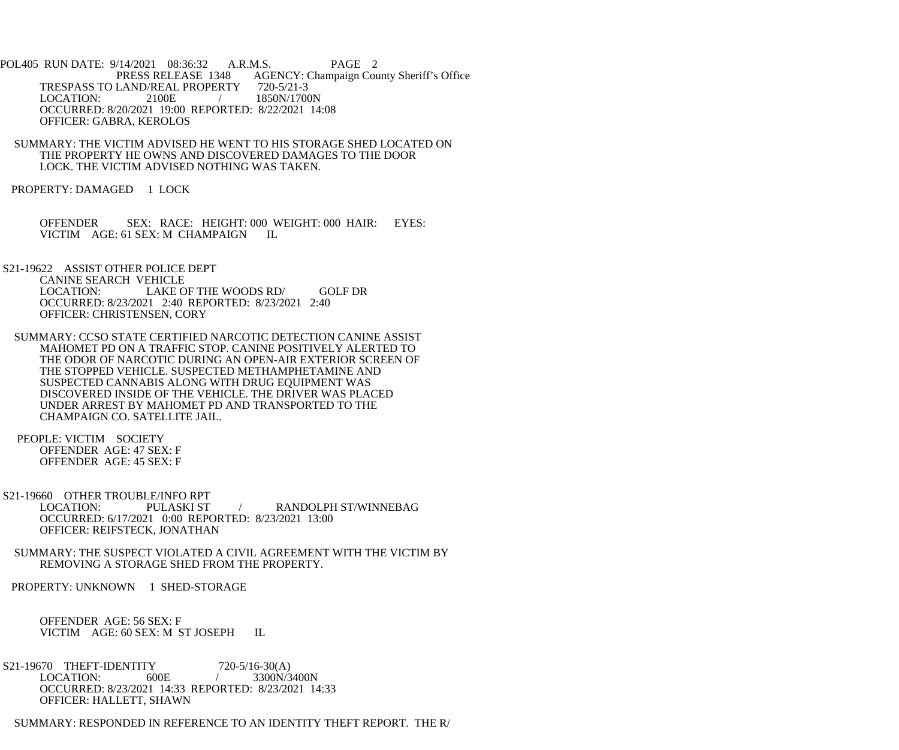TRESPASS TO LAND/REAL PROPERTY 720-5/21-3
LOCATION: 2100E / 1850N/1700N
OCCURRED: 8/20/2021 19:00 REPORTED: 8/22/2021 14:08
OFFICER: GABRA, KEROLOS

SUMMARY: THE VICTIM ADVISED HE WENT TO HIS STORAGE SHED LOCATED ON THE PROPERTY HE OWNS AND DISCOVERED DAMAGES TO THE DOOR LOCK. THE VICTIM ADVISED NOTHING WAS TAKEN.

PROPERTY: DAMAGED 1 LOCK

OFFENDER SEX: RACE: HEIGHT: 000 WEIGHT: 000 HAIR: EYES:
VICTIM AGE: 61 SEX: M CHAMPAIGN IL

S21-19622 ASSIST OTHER POLICE DEPT
CANINE SEARCH VEHICLE
LOCATION: LAKE OF THE WOODS RD/ GOLF DR
OCCURRED: 8/23/2021 2:40 REPORTED: 8/23/2021 2:40
OFFICER: CHRISTENSEN, CORY

SUMMARY: CCSO STATE CERTIFIED NARCOTIC DETECTION CANINE ASSIST MAHOMET PD ON A TRAFFIC STOP. CANINE POSITIVELY ALERTED TO THE ODOR OF NARCOTIC DURING AN OPEN-AIR EXTERIOR SCREEN OF THE STOPPED VEHICLE. SUSPECTED METHAMPHETAMINE AND SUSPECTED CANNABIS ALONG WITH DRUG EQUIPMENT WAS DISCOVERED INSIDE OF THE VEHICLE. THE DRIVER WAS PLACED UNDER ARREST BY MAHOMET PD AND TRANSPORTED TO THE CHAMPAIGN CO. SATELLITE JAIL.

PEOPLE: VICTIM SOCIETY
OFFENDER AGE: 47 SEX: F
OFFENDER AGE: 45 SEX: F

S21-19660 OTHER TROUBLE/INFO RPT
LOCATION: PULASKI ST / RANDOLPH ST/WINNEBAG
OCCURRED: 6/17/2021 0:00 REPORTED: 8/23/2021 13:00
OFFICER: REIFSTECK, JONATHAN

SUMMARY: THE SUSPECT VIOLATED A CIVIL AGREEMENT WITH THE VICTIM BY REMOVING A STORAGE SHED FROM THE PROPERTY.

PROPERTY: UNKNOWN 1 SHED-STORAGE

OFFENDER AGE: 56 SEX: F
VICTIM AGE: 60 SEX: M ST JOSEPH IL

S21-19670 THEFT-IDENTITY 720-5/16-30(A)
LOCATION: 600E / 3300N/3400N
OCCURRED: 8/23/2021 14:33 REPORTED: 8/23/2021 14:33
OFFICER: HALLETT, SHAWN

SUMMARY: RESPONDED IN REFERENCE TO AN IDENTITY THEFT REPORT. THE R/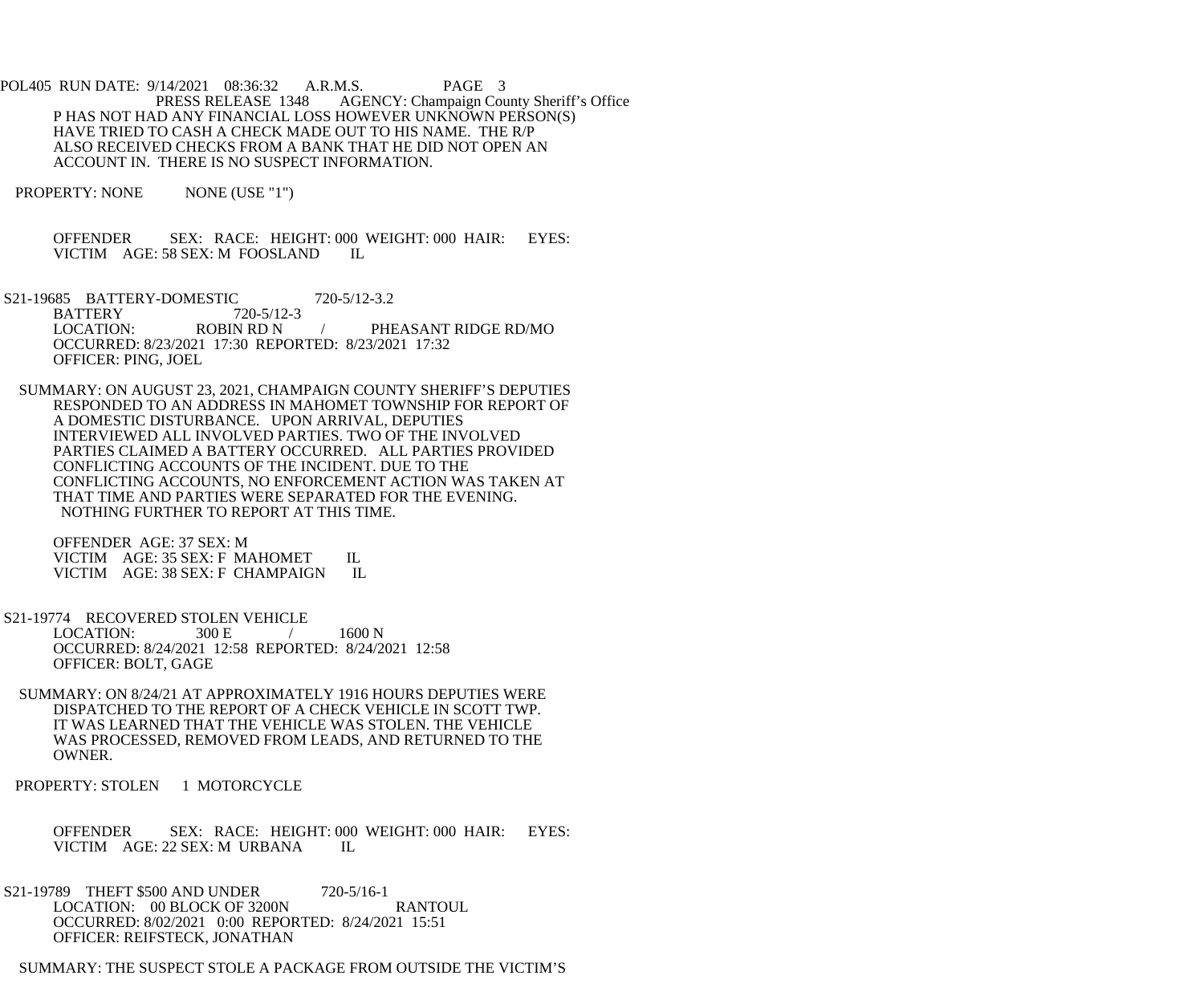P HAS NOT HAD ANY FINANCIAL LOSS HOWEVER UNKNOWN PERSON(S) HAVE TRIED TO CASH A CHECK MADE OUT TO HIS NAME. THE R/P ALSO RECEIVED CHECKS FROM A BANK THAT HE DID NOT OPEN AN ACCOUNT IN. THERE IS NO SUSPECT INFORMATION.

PROPERTY: NONE NONE (USE "1")

OFFENDER SEX: RACE: HEIGHT: 000 WEIGHT: 000 HAIR: EYES:
VICTIM AGE: 58 SEX: M FOOSLAND IL

S21-19685 BATTERY-DOMESTIC 720-5/12-3.2
BATTERY 720-5/12-3
LOCATION: ROBIN RD N / PHEASANT RIDGE RD/MO
OCCURRED: 8/23/2021 17:30 REPORTED: 8/23/2021 17:32
OFFICER: PING, JOEL

SUMMARY: ON AUGUST 23, 2021, CHAMPAIGN COUNTY SHERIFF'S DEPUTIES RESPONDED TO AN ADDRESS IN MAHOMET TOWNSHIP FOR REPORT OF A DOMESTIC DISTURBANCE. UPON ARRIVAL, DEPUTIES INTERVIEWED ALL INVOLVED PARTIES. TWO OF THE INVOLVED PARTIES CLAIMED A BATTERY OCCURRED. ALL PARTIES PROVIDED CONFLICTING ACCOUNTS OF THE INCIDENT. DUE TO THE CONFLICTING ACCOUNTS, NO ENFORCEMENT ACTION WAS TAKEN AT THAT TIME AND PARTIES WERE SEPARATED FOR THE EVENING. NOTHING FURTHER TO REPORT AT THIS TIME.

OFFENDER AGE: 37 SEX: M
VICTIM AGE: 35 SEX: F MAHOMET IL
VICTIM AGE: 38 SEX: F CHAMPAIGN IL

S21-19774 RECOVERED STOLEN VEHICLE
LOCATION: 300 E / 1600 N
OCCURRED: 8/24/2021 12:58 REPORTED: 8/24/2021 12:58
OFFICER: BOLT, GAGE

SUMMARY: ON 8/24/21 AT APPROXIMATELY 1916 HOURS DEPUTIES WERE DISPATCHED TO THE REPORT OF A CHECK VEHICLE IN SCOTT TWP. IT WAS LEARNED THAT THE VEHICLE WAS STOLEN. THE VEHICLE WAS PROCESSED, REMOVED FROM LEADS, AND RETURNED TO THE OWNER.

PROPERTY: STOLEN 1 MOTORCYCLE

OFFENDER SEX: RACE: HEIGHT: 000 WEIGHT: 000 HAIR: EYES:
VICTIM AGE: 22 SEX: M URBANA IL

S21-19789 THEFT $500 AND UNDER 720-5/16-1
LOCATION: 00 BLOCK OF 3200N RANTOUL
OCCURRED: 8/02/2021 0:00 REPORTED: 8/24/2021 15:51
OFFICER: REIFSTECK, JONATHAN

SUMMARY: THE SUSPECT STOLE A PACKAGE FROM OUTSIDE THE VICTIM'S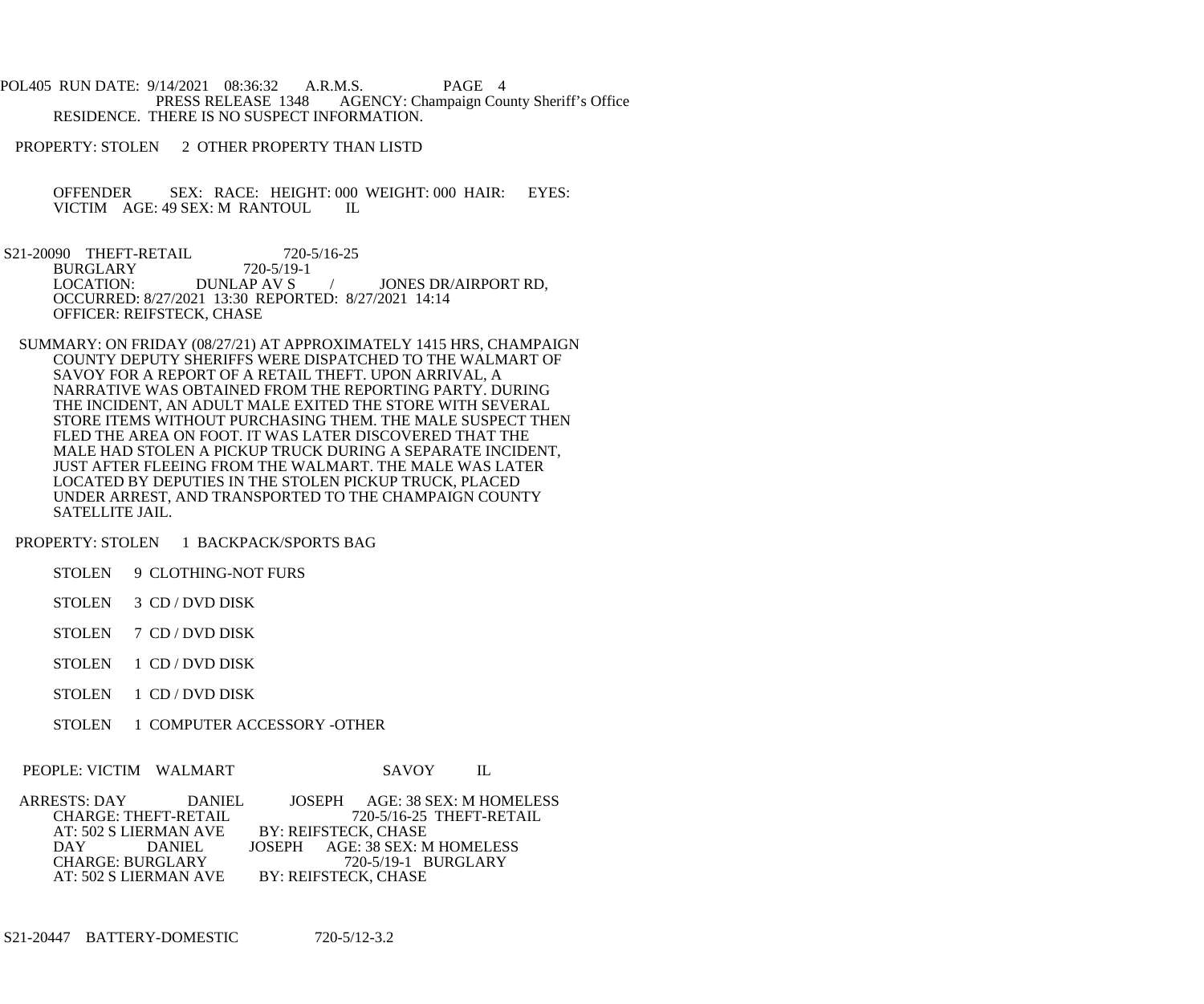RESIDENCE. THERE IS NO SUSPECT INFORMATION.

PROPERTY: STOLEN 2 OTHER PROPERTY THAN LISTD

OFFENDER SEX: RACE: HEIGHT: 000 WEIGHT: 000 HAIR: EYES:
VICTIM AGE: 49 SEX: M RANTOUL IL

S21-20090 THEFT-RETAIL 720-5/16-25
BURGLARY 720-5/19-1
LOCATION: DUNLAP AV S / JONES DR/AIRPORT RD,
OCCURRED: 8/27/2021 13:30 REPORTED: 8/27/2021 14:14
OFFICER: REIFSTECK, CHASE

SUMMARY: ON FRIDAY (08/27/21) AT APPROXIMATELY 1415 HRS, CHAMPAIGN COUNTY DEPUTY SHERIFFS WERE DISPATCHED TO THE WALMART OF SAVOY FOR A REPORT OF A RETAIL THEFT. UPON ARRIVAL, A NARRATIVE WAS OBTAINED FROM THE REPORTING PARTY. DURING THE INCIDENT, AN ADULT MALE EXITED THE STORE WITH SEVERAL STORE ITEMS WITHOUT PURCHASING THEM. THE MALE SUSPECT THEN FLED THE AREA ON FOOT. IT WAS LATER DISCOVERED THAT THE MALE HAD STOLEN A PICKUP TRUCK DURING A SEPARATE INCIDENT, JUST AFTER FLEEING FROM THE WALMART. THE MALE WAS LATER LOCATED BY DEPUTIES IN THE STOLEN PICKUP TRUCK, PLACED UNDER ARREST, AND TRANSPORTED TO THE CHAMPAIGN COUNTY SATELLITE JAIL.

PROPERTY: STOLEN 1 BACKPACK/SPORTS BAG

STOLEN 9 CLOTHING-NOT FURS

STOLEN 3 CD / DVD DISK

STOLEN 7 CD / DVD DISK

STOLEN 1 CD / DVD DISK

STOLEN 1 CD / DVD DISK

STOLEN 1 COMPUTER ACCESSORY -OTHER

PEOPLE: VICTIM WALMART SAVOY IL

ARRESTS: DAY DANIEL JOSEPH AGE: 38 SEX: M HOMELESS
CHARGE: THEFT-RETAIL 720-5/16-25 THEFT-RETAIL
AT: 502 S LIERMAN AVE BY: REIFSTECK, CHASE
DAY DANIEL JOSEPH AGE: 38 SEX: M HOMELESS
CHARGE: BURGLARY 720-5/19-1 BURGLARY
AT: 502 S LIERMAN AVE BY: REIFSTECK, CHASE

S21-20447 BATTERY-DOMESTIC 720-5/12-3.2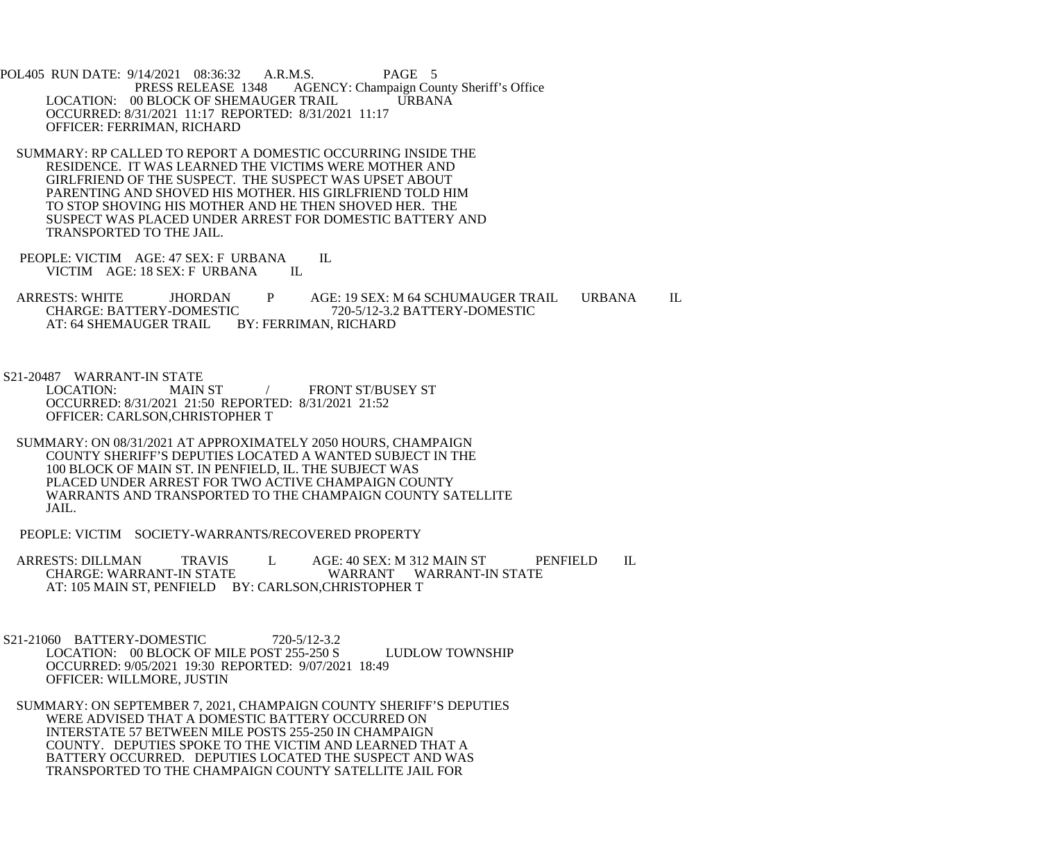POL405 RUN DATE: 9/14/2021 08:36:32 A.R.M.S. PAGE 5
PRESS RELEASE 1348 AGENCY: Champaign County Sheriff's Office

LOCATION: 00 BLOCK OF SHEMAUGER TRAIL URBANA
OCCURRED: 8/31/2021 11:17 REPORTED: 8/31/2021 11:17
OFFICER: FERRIMAN, RICHARD

SUMMARY: RP CALLED TO REPORT A DOMESTIC OCCURRING INSIDE THE RESIDENCE. IT WAS LEARNED THE VICTIMS WERE MOTHER AND GIRLFRIEND OF THE SUSPECT. THE SUSPECT WAS UPSET ABOUT PARENTING AND SHOVED HIS MOTHER. HIS GIRLFRIEND TOLD HIM TO STOP SHOVING HIS MOTHER AND HE THEN SHOVED HER. THE SUSPECT WAS PLACED UNDER ARREST FOR DOMESTIC BATTERY AND TRANSPORTED TO THE JAIL.

PEOPLE: VICTIM AGE: 47 SEX: F URBANA IL
VICTIM AGE: 18 SEX: F URBANA IL

ARRESTS: WHITE JHORDAN P AGE: 19 SEX: M 64 SCHUMAUGER TRAIL URBANA IL
CHARGE: BATTERY-DOMESTIC 720-5/12-3.2 BATTERY-DOMESTIC
AT: 64 SHEMAUGER TRAIL BY: FERRIMAN, RICHARD

S21-20487 WARRANT-IN STATE
LOCATION: MAIN ST / FRONT ST/BUSEY ST
OCCURRED: 8/31/2021 21:50 REPORTED: 8/31/2021 21:52
OFFICER: CARLSON,CHRISTOPHER T

SUMMARY: ON 08/31/2021 AT APPROXIMATELY 2050 HOURS, CHAMPAIGN COUNTY SHERIFF'S DEPUTIES LOCATED A WANTED SUBJECT IN THE 100 BLOCK OF MAIN ST. IN PENFIELD, IL. THE SUBJECT WAS PLACED UNDER ARREST FOR TWO ACTIVE CHAMPAIGN COUNTY WARRANTS AND TRANSPORTED TO THE CHAMPAIGN COUNTY SATELLITE JAIL.

PEOPLE: VICTIM SOCIETY-WARRANTS/RECOVERED PROPERTY

ARRESTS: DILLMAN TRAVIS L AGE: 40 SEX: M 312 MAIN ST PENFIELD IL
CHARGE: WARRANT-IN STATE WARRANT WARRANT-IN STATE
AT: 105 MAIN ST, PENFIELD BY: CARLSON,CHRISTOPHER T

S21-21060 BATTERY-DOMESTIC 720-5/12-3.2
LOCATION: 00 BLOCK OF MILE POST 255-250 S LUDLOW TOWNSHIP
OCCURRED: 9/05/2021 19:30 REPORTED: 9/07/2021 18:49
OFFICER: WILLMORE, JUSTIN

SUMMARY: ON SEPTEMBER 7, 2021, CHAMPAIGN COUNTY SHERIFF'S DEPUTIES WERE ADVISED THAT A DOMESTIC BATTERY OCCURRED ON INTERSTATE 57 BETWEEN MILE POSTS 255-250 IN CHAMPAIGN COUNTY. DEPUTIES SPOKE TO THE VICTIM AND LEARNED THAT A BATTERY OCCURRED. DEPUTIES LOCATED THE SUSPECT AND WAS TRANSPORTED TO THE CHAMPAIGN COUNTY SATELLITE JAIL FOR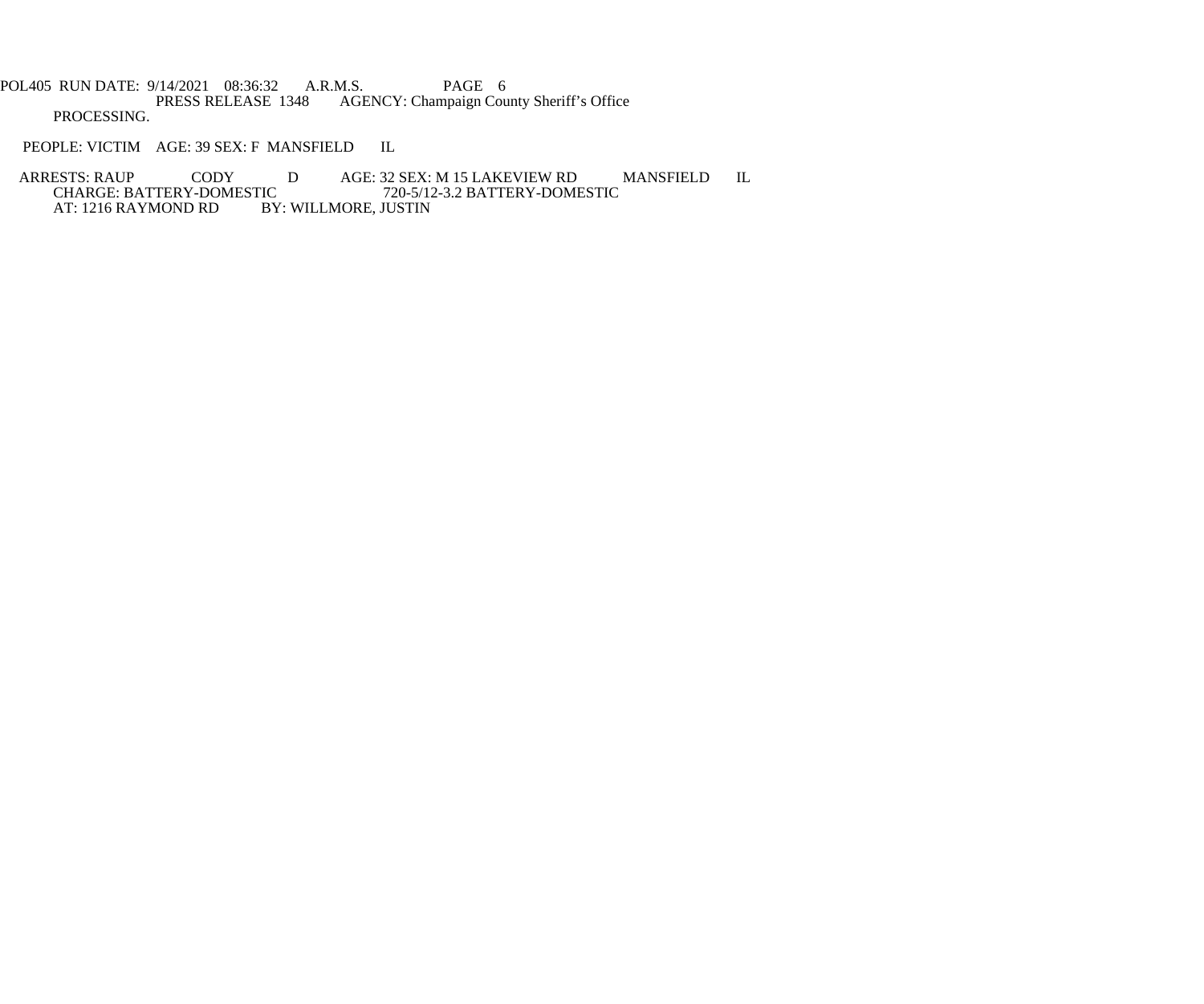PROCESSING.

PEOPLE: VICTIM AGE: 39 SEX: F MANSFIELD IL

ARRESTS: RAUP CODY D AGE: 32 SEX: M 15 LAKEVIEW RD MANSFIELD IL
CHARGE: BATTERY-DOMESTIC 720-5/12-3.2 BATTERY-DOMESTIC
AT: 1216 RAYMOND RD BY: WILLMORE, JUSTIN